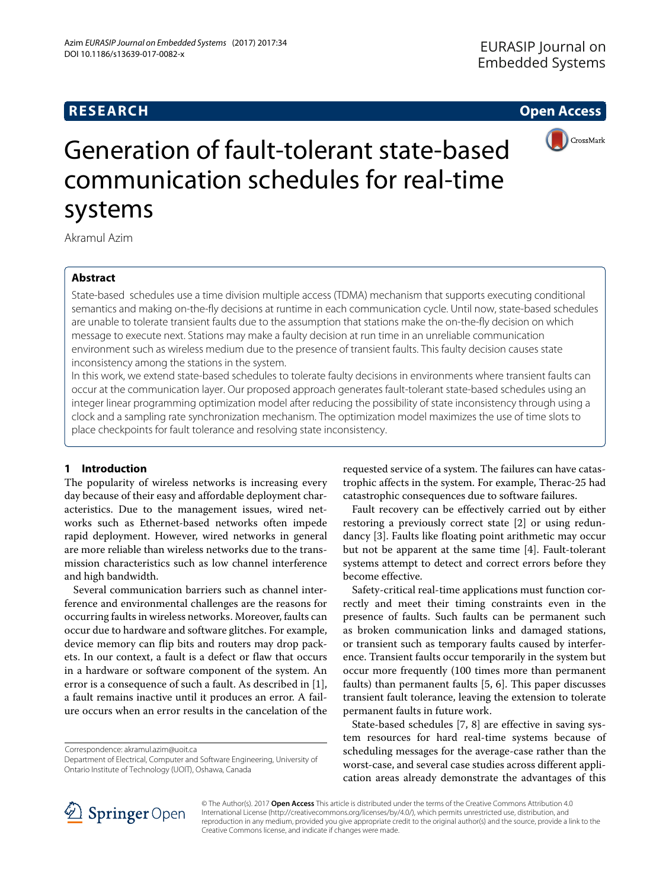**RESEARCH** **Open Access**

# Generation of fault-tolerant state-based communication schedules for real-time systems

Akramul Azim

## Abstract

State-based schedules use a time division multiple access (TDMA) mechanism that supports executing conditional semantics and making on-the-fly decisions at runtime in each communication cycle. Until now, state-based schedules are unable to tolerate transient faults due to the assumption that stations make the on-the-fly decision on which message to execute next. Stations may make a faulty decision at run time in an unreliable communication environment such as wireless medium due to the presence of transient faults. This faulty decision causes state inconsistency among the stations in the system.

In this work, we extend state-based schedules to tolerate faulty decisions in environments where transient faults can occur at the communication layer. Our proposed approach generates fault-tolerant state-based schedules using an integer linear programming optimization model after reducing the possibility of state inconsistency through using a clock and a sampling rate synchronization mechanism. The optimization model maximizes the use of time slots to place checkpoints for fault tolerance and resolving state inconsistency.

## 1 Introduction

The popularity of wireless networks is increasing every day because of their easy and affordable deployment characteristics. Due to the management issues, wired networks such as Ethernet-based networks often impede rapid deployment. However, wired networks in general are more reliable than wireless networks due to the transmission characteristics such as low channel interference and high bandwidth.

Several communication barriers such as channel interference and environmental challenges are the reasons for occurring faults in wireless networks. Moreover, faults can occur due to hardware and software glitches. For example, device memory can flip bits and routers may drop packets. In our context, a fault is a defect or flaw that occurs in a hardware or software component of the system. An error is a consequence of such a fault. As described in [1], a fault remains inactive until it produces an error. A failure occurs when an error results in the cancelation of the requested service of a system. The failures can have catastrophic affects in the system. For example, Therac-25 had catastrophic consequences due to software failures.

Fault recovery can be effectively carried out by either restoring a previously correct state [2] or using redundancy [3]. Faults like floating point arithmetic may occur but not be apparent at the same time [4]. Fault-tolerant systems attempt to detect and correct errors before they become effective.

Safety-critical real-time applications must function correctly and meet their timing constraints even in the presence of faults. Such faults can be permanent such as broken communication links and damaged stations, or transient such as temporary faults caused by interference. Transient faults occur temporarily in the system but occur more frequently (100 times more than permanent faults) than permanent faults [5, 6]. This paper discusses transient fault tolerance, leaving the extension to tolerate permanent faults in future work.

State-based schedules [7, 8] are effective in saving system resources for hard real-time systems because of scheduling messages for the average-case rather than the worst-case, and several case studies across different application areas already demonstrate the advantages of this

Correspondence: akramul.azim@uoit.ca
Department of Electrical, Computer and Software Engineering, University of Ontario Institute of Technology (UOIT), Oshawa, Canada

© The Author(s). 2017 **Open Access** This article is distributed under the terms of the Creative Commons Attribution 4.0 International License (http://creativecommons.org/licenses/by/4.0/), which permits unrestricted use, distribution, and reproduction in any medium, provided you give appropriate credit to the original author(s) and the source, provide a link to the Creative Commons license, and indicate if changes were made.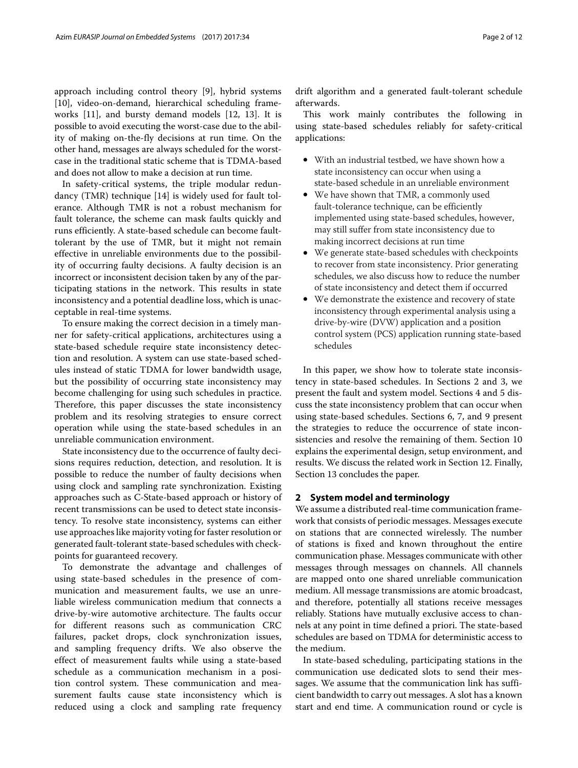approach including control theory [9], hybrid systems [10], video-on-demand, hierarchical scheduling frameworks [11], and bursty demand models [12, 13]. It is possible to avoid executing the worst-case due to the ability of making on-the-fly decisions at run time. On the other hand, messages are always scheduled for the worst-case in the traditional static scheme that is TDMA-based and does not allow to make a decision at run time.

In safety-critical systems, the triple modular redundancy (TMR) technique [14] is widely used for fault tolerance. Although TMR is not a robust mechanism for fault tolerance, the scheme can mask faults quickly and runs efficiently. A state-based schedule can become fault-tolerant by the use of TMR, but it might not remain effective in unreliable environments due to the possibility of occurring faulty decisions. A faulty decision is an incorrect or inconsistent decision taken by any of the participating stations in the network. This results in state inconsistency and a potential deadline loss, which is unacceptable in real-time systems.

To ensure making the correct decision in a timely manner for safety-critical applications, architectures using a state-based schedule require state inconsistency detection and resolution. A system can use state-based schedules instead of static TDMA for lower bandwidth usage, but the possibility of occurring state inconsistency may become challenging for using such schedules in practice. Therefore, this paper discusses the state inconsistency problem and its resolving strategies to ensure correct operation while using the state-based schedules in an unreliable communication environment.

State inconsistency due to the occurrence of faulty decisions requires reduction, detection, and resolution. It is possible to reduce the number of faulty decisions when using clock and sampling rate synchronization. Existing approaches such as C-State-based approach or history of recent transmissions can be used to detect state inconsistency. To resolve state inconsistency, systems can either use approaches like majority voting for faster resolution or generated fault-tolerant state-based schedules with checkpoints for guaranteed recovery.

To demonstrate the advantage and challenges of using state-based schedules in the presence of communication and measurement faults, we use an unreliable wireless communication medium that connects a drive-by-wire automotive architecture. The faults occur for different reasons such as communication CRC failures, packet drops, clock synchronization issues, and sampling frequency drifts. We also observe the effect of measurement faults while using a state-based schedule as a communication mechanism in a position control system. These communication and measurement faults cause state inconsistency which is reduced using a clock and sampling rate frequency drift algorithm and a generated fault-tolerant schedule afterwards.

This work mainly contributes the following in using state-based schedules reliably for safety-critical applications:

- With an industrial testbed, we have shown how a state inconsistency can occur when using a state-based schedule in an unreliable environment
- We have shown that TMR, a commonly used fault-tolerance technique, can be efficiently implemented using state-based schedules, however, may still suffer from state inconsistency due to making incorrect decisions at run time
- We generate state-based schedules with checkpoints to recover from state inconsistency. Prior generating schedules, we also discuss how to reduce the number of state inconsistency and detect them if occurred
- We demonstrate the existence and recovery of state inconsistency through experimental analysis using a drive-by-wire (DVW) application and a position control system (PCS) application running state-based schedules

In this paper, we show how to tolerate state inconsistency in state-based schedules. In Sections 2 and 3, we present the fault and system model. Sections 4 and 5 discuss the state inconsistency problem that can occur when using state-based schedules. Sections 6, 7, and 9 present the strategies to reduce the occurrence of state inconsistencies and resolve the remaining of them. Section 10 explains the experimental design, setup environment, and results. We discuss the related work in Section 12. Finally, Section 13 concludes the paper.

## 2 System model and terminology

We assume a distributed real-time communication framework that consists of periodic messages. Messages execute on stations that are connected wirelessly. The number of stations is fixed and known throughout the entire communication phase. Messages communicate with other messages through messages on channels. All channels are mapped onto one shared unreliable communication medium. All message transmissions are atomic broadcast, and therefore, potentially all stations receive messages reliably. Stations have mutually exclusive access to channels at any point in time defined a priori. The state-based schedules are based on TDMA for deterministic access to the medium.

In state-based scheduling, participating stations in the communication use dedicated slots to send their messages. We assume that the communication link has sufficient bandwidth to carry out messages. A slot has a known start and end time. A communication round or cycle is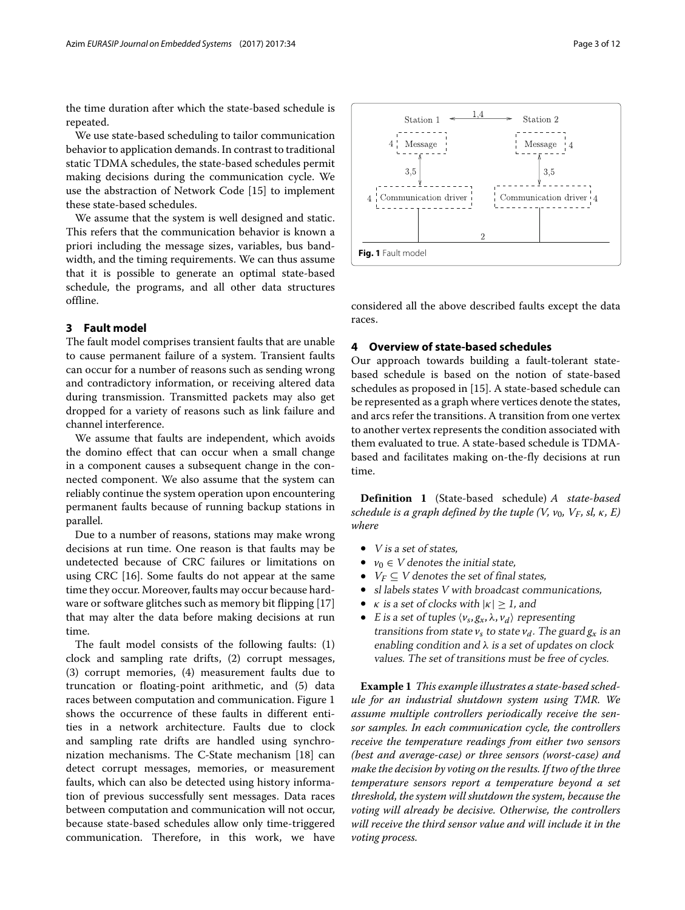the time duration after which the state-based schedule is repeated.

We use state-based scheduling to tailor communication behavior to application demands. In contrast to traditional static TDMA schedules, the state-based schedules permit making decisions during the communication cycle. We use the abstraction of Network Code [15] to implement these state-based schedules.

We assume that the system is well designed and static. This refers that the communication behavior is known a priori including the message sizes, variables, bus bandwidth, and the timing requirements. We can thus assume that it is possible to generate an optimal state-based schedule, the programs, and all other data structures offline.

## 3 Fault model

The fault model comprises transient faults that are unable to cause permanent failure of a system. Transient faults can occur for a number of reasons such as sending wrong and contradictory information, or receiving altered data during transmission. Transmitted packets may also get dropped for a variety of reasons such as link failure and channel interference.

We assume that faults are independent, which avoids the domino effect that can occur when a small change in a component causes a subsequent change in the connected component. We also assume that the system can reliably continue the system operation upon encountering permanent faults because of running backup stations in parallel.

Due to a number of reasons, stations may make wrong decisions at run time. One reason is that faults may be undetected because of CRC failures or limitations on using CRC [16]. Some faults do not appear at the same time they occur. Moreover, faults may occur because hardware or software glitches such as memory bit flipping [17] that may alter the data before making decisions at run time.

The fault model consists of the following faults: (1) clock and sampling rate drifts, (2) corrupt messages, (3) corrupt memories, (4) measurement faults due to truncation or floating-point arithmetic, and (5) data races between computation and communication. Figure 1 shows the occurrence of these faults in different entities in a network architecture. Faults due to clock and sampling rate drifts are handled using synchronization mechanisms. The C-State mechanism [18] can detect corrupt messages, memories, or measurement faults, which can also be detected using history information of previous successfully sent messages. Data races between computation and communication will not occur, because state-based schedules allow only time-triggered communication. Therefore, in this work, we have considered all the above described faults except the data races.

Station 1 ←1,4→ Station 2
4 Message | Message 4
3,5 | 3,5
4 Communication driver | Communication driver 4
2

**Fig. 1** Fault model

## 4 Overview of state-based schedules

Our approach towards building a fault-tolerant state-based schedule is based on the notion of state-based schedules as proposed in [15]. A state-based schedule can be represented as a graph where vertices denote the states, and arcs refer the transitions. A transition from one vertex to another vertex represents the condition associated with them evaluated to true. A state-based schedule is TDMA-based and facilitates making on-the-fly decisions at run time.

**Definition 1** (State-based schedule) *A state-based schedule is a graph defined by the tuple ($V$, $v_0$, $V_F$, $sl$, $\kappa$, $E$) where*

- *$V$ is a set of states,*
- *$v_0 \in V$ denotes the initial state,*
- *$V_F \subseteq V$ denotes the set of final states,*
- *$sl$ labels states $V$ with broadcast communications,*
- *$\kappa$ is a set of clocks with $|\kappa| \geq 1$, and*
- *$E$ is a set of tuples $\langle v_s, g_x, \lambda, v_d \rangle$ representing transitions from state $v_s$ to state $v_d$. The guard $g_x$ is an enabling condition and $\lambda$ is a set of updates on clock values. The set of transitions must be free of cycles.*

**Example 1** *This example illustrates a state-based schedule for an industrial shutdown system using TMR. We assume multiple controllers periodically receive the sensor samples. In each communication cycle, the controllers receive the temperature readings from either two sensors (best and average-case) or three sensors (worst-case) and make the decision by voting on the results. If two of the three temperature sensors report a temperature beyond a set threshold, the system will shutdown the system, because the voting will already be decisive. Otherwise, the controllers will receive the third sensor value and will include it in the voting process.*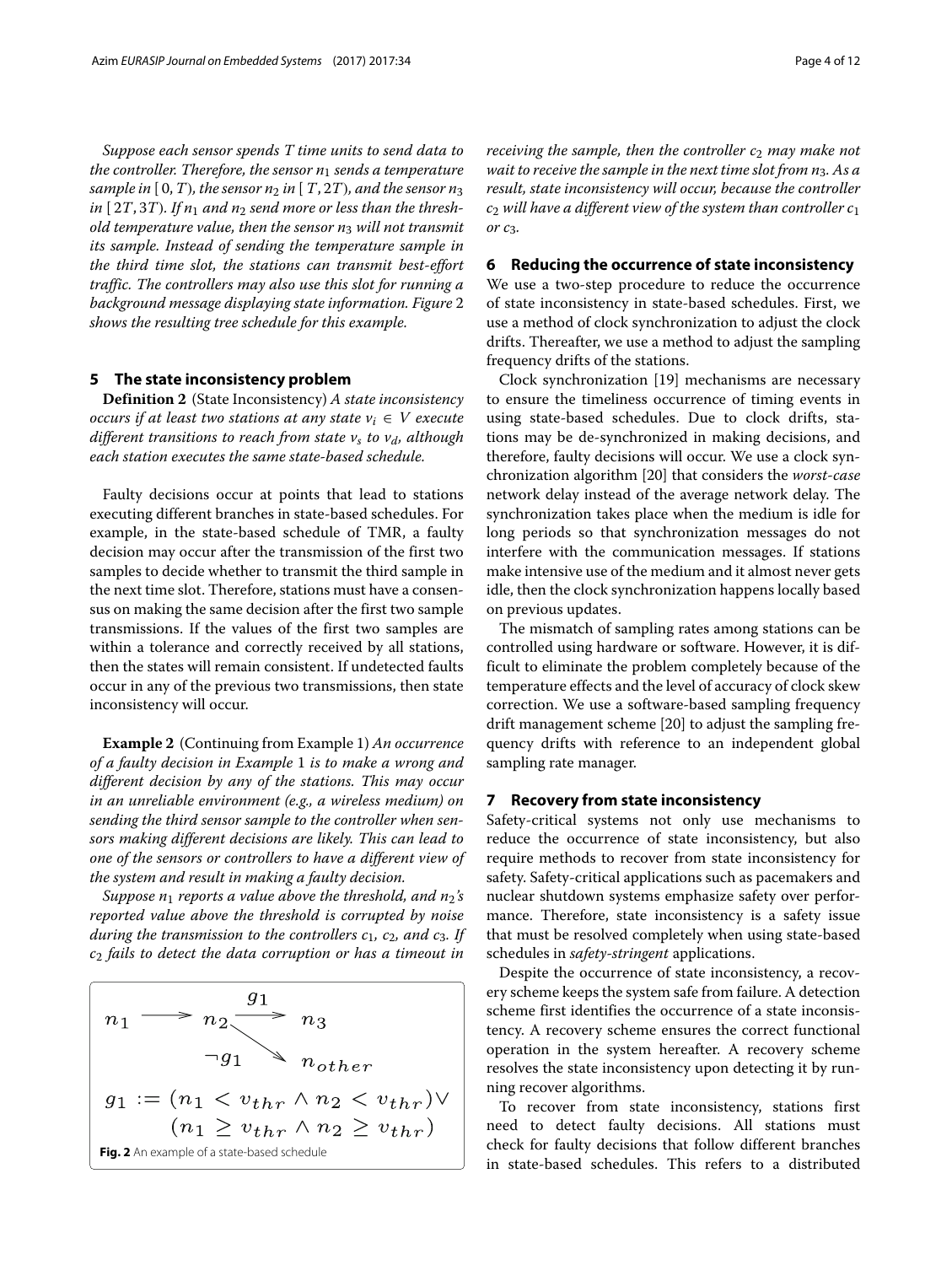*Suppose each sensor spends $T$ time units to send data to the controller. Therefore, the sensor $n_1$ sends a temperature sample in $[0, T)$, the sensor $n_2$ in $[T, 2T)$, and the sensor $n_3$ in $[2T, 3T)$. If $n_1$ and $n_2$ send more or less than the threshold temperature value, then the sensor $n_3$ will not transmit its sample. Instead of sending the temperature sample in the third time slot, the stations can transmit best-effort traffic. The controllers may also use this slot for running a background message displaying state information. Figure 2 shows the resulting tree schedule for this example.*

## 5 The state inconsistency problem

**Definition 2** (State Inconsistency) *A state inconsistency occurs if at least two stations at any state $v_i \in V$ execute different transitions to reach from state $v_s$ to $v_d$, although each station executes the same state-based schedule.*

Faulty decisions occur at points that lead to stations executing different branches in state-based schedules. For example, in the state-based schedule of TMR, a faulty decision may occur after the transmission of the first two samples to decide whether to transmit the third sample in the next time slot. Therefore, stations must have a consensus on making the same decision after the first two sample transmissions. If the values of the first two samples are within a tolerance and correctly received by all stations, then the states will remain consistent. If undetected faults occur in any of the previous two transmissions, then state inconsistency will occur.

**Example 2** (Continuing from Example 1) *An occurrence of a faulty decision in Example 1 is to make a wrong and different decision by any of the stations. This may occur in an unreliable environment (e.g., a wireless medium) on sending the third sensor sample to the controller when sensors making different decisions are likely. This can lead to one of the sensors or controllers to have a different view of the system and result in making a faulty decision.*

*Suppose $n_1$ reports a value above the threshold, and $n_2$'s reported value above the threshold is corrupted by noise during the transmission to the controllers $c_1$, $c_2$, and $c_3$. If $c_2$ fails to detect the data corruption or has a timeout in receiving the sample, then the controller $c_2$ may make not wait to receive the sample in the next time slot from $n_3$. As a result, state inconsistency will occur, because the controller $c_2$ will have a different view of the system than controller $c_1$ or $c_3$.*

$$n_1 \longrightarrow n_2 \xrightarrow{g_1} n_3 \qquad n_2 \xrightarrow{\neg g_1} n_{other}$$

$$g_1 := (n_1 < v_{thr} \wedge n_2 < v_{thr}) \vee (n_1 \geq v_{thr} \wedge n_2 \geq v_{thr})$$

**Fig. 2** An example of a state-based schedule

## 6 Reducing the occurrence of state inconsistency

We use a two-step procedure to reduce the occurrence of state inconsistency in state-based schedules. First, we use a method of clock synchronization to adjust the clock drifts. Thereafter, we use a method to adjust the sampling frequency drifts of the stations.

Clock synchronization [19] mechanisms are necessary to ensure the timeliness occurrence of timing events in using state-based schedules. Due to clock drifts, stations may be de-synchronized in making decisions, and therefore, faulty decisions will occur. We use a clock synchronization algorithm [20] that considers the *worst-case* network delay instead of the average network delay. The synchronization takes place when the medium is idle for long periods so that synchronization messages do not interfere with the communication messages. If stations make intensive use of the medium and it almost never gets idle, then the clock synchronization happens locally based on previous updates.

The mismatch of sampling rates among stations can be controlled using hardware or software. However, it is difficult to eliminate the problem completely because of the temperature effects and the level of accuracy of clock skew correction. We use a software-based sampling frequency drift management scheme [20] to adjust the sampling frequency drifts with reference to an independent global sampling rate manager.

## 7 Recovery from state inconsistency

Safety-critical systems not only use mechanisms to reduce the occurrence of state inconsistency, but also require methods to recover from state inconsistency for safety. Safety-critical applications such as pacemakers and nuclear shutdown systems emphasize safety over performance. Therefore, state inconsistency is a safety issue that must be resolved completely when using state-based schedules in *safety-stringent* applications.

Despite the occurrence of state inconsistency, a recovery scheme keeps the system safe from failure. A detection scheme first identifies the occurrence of a state inconsistency. A recovery scheme ensures the correct functional operation in the system hereafter. A recovery scheme resolves the state inconsistency upon detecting it by running recover algorithms.

To recover from state inconsistency, stations first need to detect faulty decisions. All stations must check for faulty decisions that follow different branches in state-based schedules. This refers to a distributed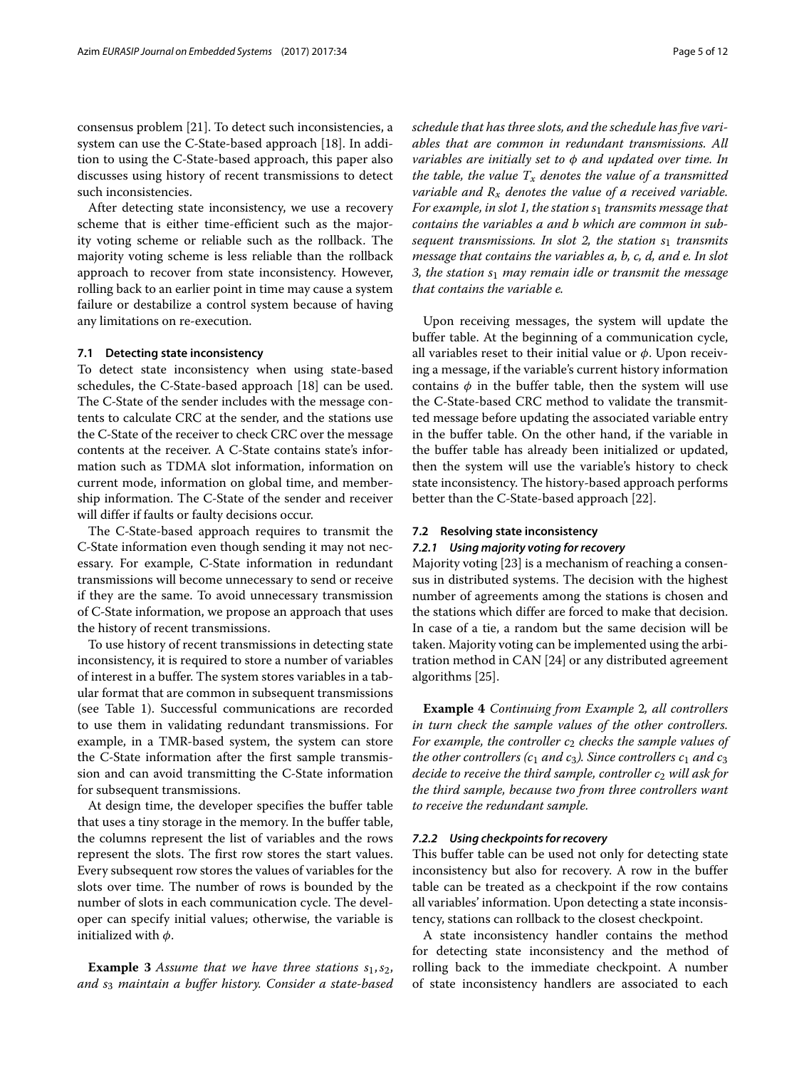consensus problem [21]. To detect such inconsistencies, a system can use the C-State-based approach [18]. In addition to using the C-State-based approach, this paper also discusses using history of recent transmissions to detect such inconsistencies.

After detecting state inconsistency, we use a recovery scheme that is either time-efficient such as the majority voting scheme or reliable such as the rollback. The majority voting scheme is less reliable than the rollback approach to recover from state inconsistency. However, rolling back to an earlier point in time may cause a system failure or destabilize a control system because of having any limitations on re-execution.

### 7.1 Detecting state inconsistency

To detect state inconsistency when using state-based schedules, the C-State-based approach [18] can be used. The C-State of the sender includes with the message contents to calculate CRC at the sender, and the stations use the C-State of the receiver to check CRC over the message contents at the receiver. A C-State contains state's information such as TDMA slot information, information on current mode, information on global time, and membership information. The C-State of the sender and receiver will differ if faults or faulty decisions occur.

The C-State-based approach requires to transmit the C-State information even though sending it may not necessary. For example, C-State information in redundant transmissions will become unnecessary to send or receive if they are the same. To avoid unnecessary transmission of C-State information, we propose an approach that uses the history of recent transmissions.

To use history of recent transmissions in detecting state inconsistency, it is required to store a number of variables of interest in a buffer. The system stores variables in a tabular format that are common in subsequent transmissions (see Table 1). Successful communications are recorded to use them in validating redundant transmissions. For example, in a TMR-based system, the system can store the C-State information after the first sample transmission and can avoid transmitting the C-State information for subsequent transmissions.

At design time, the developer specifies the buffer table that uses a tiny storage in the memory. In the buffer table, the columns represent the list of variables and the rows represent the slots. The first row stores the start values. Every subsequent row stores the values of variables for the slots over time. The number of rows is bounded by the number of slots in each communication cycle. The developer can specify initial values; otherwise, the variable is initialized with $\phi$.

**Example 3** *Assume that we have three stations $s_1, s_2$, and $s_3$ maintain a buffer history. Consider a state-based schedule that has three slots, and the schedule has five variables that are common in redundant transmissions. All variables are initially set to $\phi$ and updated over time. In the table, the value $T_x$ denotes the value of a transmitted variable and $R_x$ denotes the value of a received variable. For example, in slot 1, the station $s_1$ transmits message that contains the variables a and b which are common in subsequent transmissions. In slot 2, the station $s_1$ transmits message that contains the variables a, b, c, d, and e. In slot 3, the station $s_1$ may remain idle or transmit the message that contains the variable e.*

Upon receiving messages, the system will update the buffer table. At the beginning of a communication cycle, all variables reset to their initial value or $\phi$. Upon receiving a message, if the variable's current history information contains $\phi$ in the buffer table, then the system will use the C-State-based CRC method to validate the transmitted message before updating the associated variable entry in the buffer table. On the other hand, if the variable in the buffer table has already been initialized or updated, then the system will use the variable's history to check state inconsistency. The history-based approach performs better than the C-State-based approach [22].

### 7.2 Resolving state inconsistency

#### 7.2.1 Using majority voting for recovery

Majority voting [23] is a mechanism of reaching a consensus in distributed systems. The decision with the highest number of agreements among the stations is chosen and the stations which differ are forced to make that decision. In case of a tie, a random but the same decision will be taken. Majority voting can be implemented using the arbitration method in CAN [24] or any distributed agreement algorithms [25].

**Example 4** *Continuing from Example 2, all controllers in turn check the sample values of the other controllers. For example, the controller $c_2$ checks the sample values of the other controllers ($c_1$ and $c_3$). Since controllers $c_1$ and $c_3$ decide to receive the third sample, controller $c_2$ will ask for the third sample, because two from three controllers want to receive the redundant sample.*

#### 7.2.2 Using checkpoints for recovery

This buffer table can be used not only for detecting state inconsistency but also for recovery. A row in the buffer table can be treated as a checkpoint if the row contains all variables' information. Upon detecting a state inconsistency, stations can rollback to the closest checkpoint.

A state inconsistency handler contains the method for detecting state inconsistency and the method of rolling back to the immediate checkpoint. A number of state inconsistency handlers are associated to each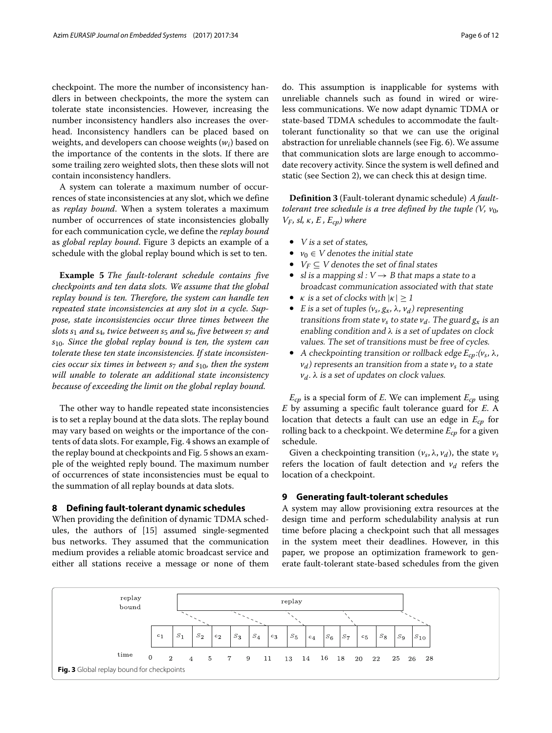checkpoint. The more the number of inconsistency handlers in between checkpoints, the more the system can tolerate state inconsistencies. However, increasing the number inconsistency handlers also increases the overhead. Inconsistency handlers can be placed based on weights, and developers can choose weights ($w_i$) based on the importance of the contents in the slots. If there are some trailing zero weighted slots, then these slots will not contain inconsistency handlers.

A system can tolerate a maximum number of occurrences of state inconsistencies at any slot, which we define as *replay bound*. When a system tolerates a maximum number of occurrences of state inconsistencies globally for each communication cycle, we define the *replay bound* as *global replay bound*. Figure 3 depicts an example of a schedule with the global replay bound which is set to ten.

**Example 5** *The fault-tolerant schedule contains five checkpoints and ten data slots. We assume that the global replay bound is ten. Therefore, the system can handle ten repeated state inconsistencies at any slot in a cycle. Suppose, state inconsistencies occur three times between the slots $s_1$ and $s_4$, twice between $s_5$ and $s_6$, five between $s_7$ and $s_{10}$. Since the global replay bound is ten, the system can tolerate these ten state inconsistencies. If state inconsistencies occur six times in between $s_7$ and $s_{10}$, then the system will unable to tolerate an additional state inconsistency because of exceeding the limit on the global replay bound.*

The other way to handle repeated state inconsistencies is to set a replay bound at the data slots. The replay bound may vary based on weights or the importance of the contents of data slots. For example, Fig. 4 shows an example of the replay bound at checkpoints and Fig. 5 shows an example of the weighted reply bound. The maximum number of occurrences of state inconsistencies must be equal to the summation of all replay bounds at data slots.

## 8 Defining fault-tolerant dynamic schedules

When providing the definition of dynamic TDMA schedules, the authors of [15] assumed single-segmented bus networks. They assumed that the communication medium provides a reliable atomic broadcast service and either all stations receive a message or none of them do. This assumption is inapplicable for systems with unreliable channels such as found in wired or wireless communications. We now adapt dynamic TDMA or state-based TDMA schedules to accommodate the fault-tolerant functionality so that we can use the original abstraction for unreliable channels (see Fig. 6). We assume that communication slots are large enough to accommodate recovery activity. Since the system is well defined and static (see Section 2), we can check this at design time.

**Definition 3** (Fault-tolerant dynamic schedule) *A fault-tolerant tree schedule is a tree defined by the tuple ($V$, $v_0$, $V_F$, $sl$, $\kappa$, $E$, $E_{cp}$) where*

- *$V$ is a set of states,*
- *$v_0 \in V$ denotes the initial state*
- *$V_F \subseteq V$ denotes the set of final states*
- *$sl$ is a mapping $sl : V \rightarrow B$ that maps a state to a broadcast communication associated with that state*
- *$\kappa$ is a set of clocks with $|\kappa| \geq 1$*
- *$E$ is a set of tuples ($v_s$, $g_x$, $\lambda$, $v_d$) representing transitions from state $v_s$ to state $v_d$. The guard $g_x$ is an enabling condition and $\lambda$ is a set of updates on clock values. The set of transitions must be free of cycles.*
- *A checkpointing transition or rollback edge $E_{cp}$:($v_s$, $\lambda$, $v_d$) represents an transition from a state $v_s$ to a state $v_d$. $\lambda$ is a set of updates on clock values.*

$E_{cp}$ is a special form of $E$. We can implement $E_{cp}$ using $E$ by assuming a specific fault tolerance guard for $E$. A location that detects a fault can use an edge in $E_{cp}$ for rolling back to a checkpoint. We determine $E_{cp}$ for a given schedule.

Given a checkpointing transition ($v_s$, $\lambda$, $v_d$), the state $v_s$ refers the location of fault detection and $v_d$ refers the location of a checkpoint.

## 9 Generating fault-tolerant schedules

A system may allow provisioning extra resources at the design time and perform schedulability analysis at run time before placing a checkpoint such that all messages in the system meet their deadlines. However, in this paper, we propose an optimization framework to generate fault-tolerant state-based schedules from the given

| replay bound | replay | | | | | | | | | | | | | | |
|---|---|---|---|---|---|---|---|---|---|---|---|---|---|---|---|
| | $c_1$ | $s_1$ | $s_2$ | $c_2$ | $s_3$ | $s_4$ | $c_3$ | $s_5$ | $c_4$ | $s_6$ | $s_7$ | $c_5$ | $s_8$ | $s_9$ | $s_{10}$ |
| time | 0 | 2 | 4 | 5 | 7 | 9 | 11 | 13 | 14 | 16 | 18 | 20 | 22 | 25 | 26 | 28 |

**Fig. 3** Global replay bound for checkpoints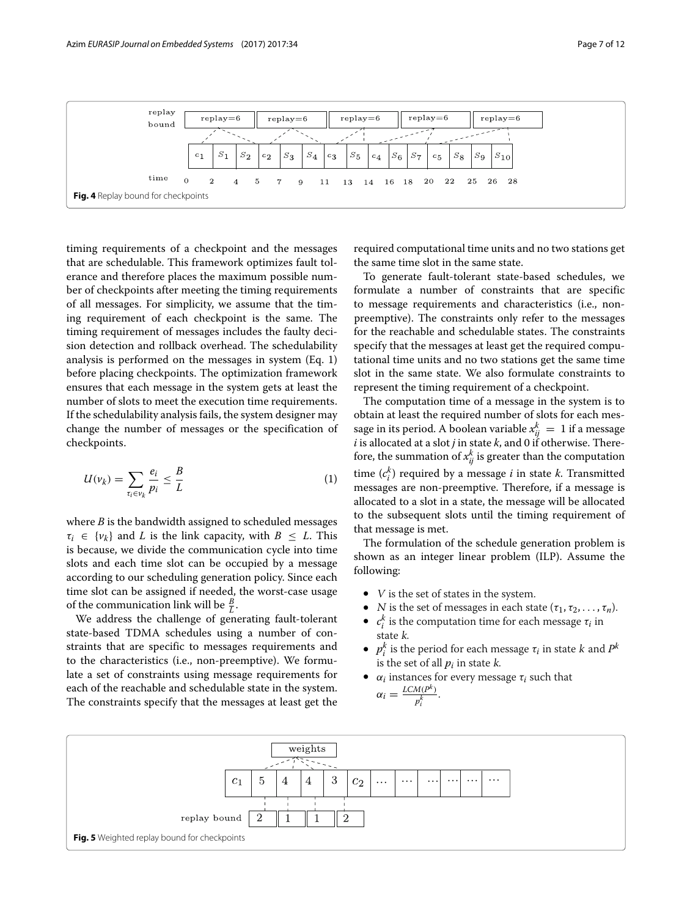Fig. 4 Replay bound for checkpoints

timing requirements of a checkpoint and the messages that are schedulable. This framework optimizes fault tolerance and therefore places the maximum possible number of checkpoints after meeting the timing requirements of all messages. For simplicity, we assume that the timing requirement of each checkpoint is the same. The timing requirement of messages includes the faulty decision detection and rollback overhead. The schedulability analysis is performed on the messages in system (Eq. 1) before placing checkpoints. The optimization framework ensures that each message in the system gets at least the number of slots to meet the execution time requirements. If the schedulability analysis fails, the system designer may change the number of messages or the specification of checkpoints.

$$U(v_k) = \sum_{\tau_i \in v_k} \frac{e_i}{p_i} \leq \frac{B}{L} \tag{1}$$

where $B$ is the bandwidth assigned to scheduled messages $\tau_i \in \{v_k\}$ and $L$ is the link capacity, with $B \leq L$. This is because, we divide the communication cycle into time slots and each time slot can be occupied by a message according to our scheduling generation policy. Since each time slot can be assigned if needed, the worst-case usage of the communication link will be $\frac{B}{L}$.

We address the challenge of generating fault-tolerant state-based TDMA schedules using a number of constraints that are specific to messages requirements and to the characteristics (i.e., non-preemptive). We formulate a set of constraints using message requirements for each of the reachable and schedulable state in the system. The constraints specify that the messages at least get the required computational time units and no two stations get the same time slot in the same state.

To generate fault-tolerant state-based schedules, we formulate a number of constraints that are specific to message requirements and characteristics (i.e., non-preemptive). The constraints only refer to the messages for the reachable and schedulable states. The constraints specify that the messages at least get the required computational time units and no two stations get the same time slot in the same state. We also formulate constraints to represent the timing requirement of a checkpoint.

The computation time of a message in the system is to obtain at least the required number of slots for each message in its period. A boolean variable $x_{ij}^k = 1$ if a message $i$ is allocated at a slot $j$ in state $k$, and 0 if otherwise. Therefore, the summation of $x_{ij}^k$ is greater than the computation time ($c_i^k$) required by a message $i$ in state $k$. Transmitted messages are non-preemptive. Therefore, if a message is allocated to a slot in a state, the message will be allocated to the subsequent slots until the timing requirement of that message is met.

The formulation of the schedule generation problem is shown as an integer linear problem (ILP). Assume the following:

- $V$ is the set of states in the system.
- $N$ is the set of messages in each state $(\tau_1, \tau_2, \ldots, \tau_n)$.
- $c_i^k$ is the computation time for each message $\tau_i$ in state $k$.
- $p_i^k$ is the period for each message $\tau_i$ in state $k$ and $P^k$ is the set of all $p_i$ in state $k$.
- $\alpha_i$ instances for every message $\tau_i$ such that $\alpha_i = \frac{LCM(P^k)}{p_i^k}$.

Fig. 5 Weighted replay bound for checkpoints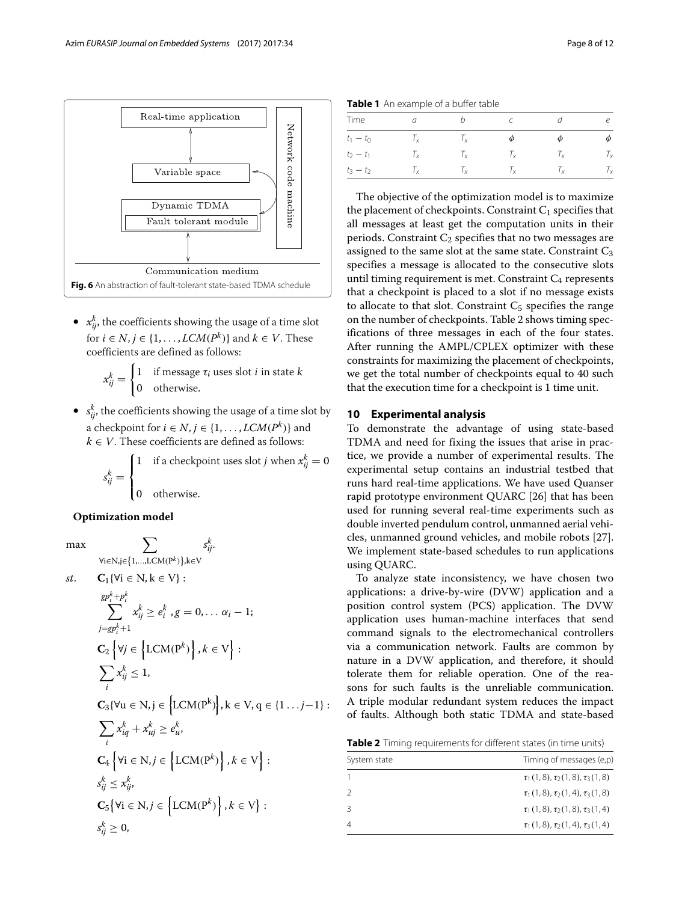Fig. 6 An abstraction of fault-tolerant state-based TDMA schedule

- $x_{ij}^k$, the coefficients showing the usage of a time slot for $i \in N, j \in \{1, \ldots, LCM(P^k)\}$ and $k \in V$. These coefficients are defined as follows:

$$x_{ij}^k = \begin{cases} 1 & \text{if message } \tau_i \text{ uses slot } i \text{ in state } k \\ 0 & \text{otherwise.} \end{cases}$$

- $s_{ij}^k$, the coefficients showing the usage of a time slot by a checkpoint for $i \in N, j \in \{1, \ldots, LCM(P^k)\}$ and $k \in V$. These coefficients are defined as follows:

$$s_{ij}^k = \begin{cases} 1 & \text{if a checkpoint uses slot } j \text{ when } x_{ij}^k = 0 \\ & \\ 0 & \text{otherwise.} \end{cases}$$

**Optimization model**

$$\max \sum_{\forall i \in N, j \in \{1,\ldots,LCM(P^k)\}, k \in V} s_{ij}^k.$$

$$st. \quad \mathbf{C}_1\{\forall i \in N, k \in V\}:$$

$$\sum_{j=gp_i^k+1}^{gp_i^k+p_i^k} x_{ij}^k \geq e_i^k \ , g = 0, \ldots \alpha_i - 1;$$

$$\mathbf{C}_2 \left\{ \forall j \in \left\{ LCM(P^k) \right\}, k \in V \right\}:$$

$$\sum_i x_{ij}^k \leq 1,$$

$$\mathbf{C}_3\{\forall u \in N, j \in \left\{LCM(P^k)\right\}, k \in V, q \in \{1 \ldots j-1\}:$$

$$\sum_i x_{iq}^k + x_{uj}^k \geq e_u^k,$$

$$\mathbf{C}_4 \left\{ \forall i \in N, j \in \left\{ LCM(P^k) \right\}, k \in V \right\}:$$

$$s_{ij}^k \leq x_{ij}^k,$$

$$\mathbf{C}_5\left\{ \forall i \in N, j \in \left\{ LCM(P^k) \right\}, k \in V \right\}:$$

$$s_{ij}^k \geq 0,$$

**Table 1** An example of a buffer table

| Time | $a$ | $b$ | $c$ | $d$ | $e$ |
|---|---|---|---|---|---|
| $t_1 - t_0$ | $T_x$ | $T_x$ | $\phi$ | $\phi$ | $\phi$ |
| $t_2 - t_1$ | $T_x$ | $T_x$ | $T_x$ | $T_x$ | $T_x$ |
| $t_3 - t_2$ | $T_x$ | $T_x$ | $T_x$ | $T_x$ | $T_x$ |

The objective of the optimization model is to maximize the placement of checkpoints. Constraint $C_1$ specifies that all messages at least get the computation units in their periods. Constraint $C_2$ specifies that no two messages are assigned to the same slot at the same state. Constraint $C_3$ specifies a message is allocated to the consecutive slots until timing requirement is met. Constraint $C_4$ represents that a checkpoint is placed to a slot if no message exists to allocate to that slot. Constraint $C_5$ specifies the range on the number of checkpoints. Table 2 shows timing specifications of three messages in each of the four states. After running the AMPL/CPLEX optimizer with these constraints for maximizing the placement of checkpoints, we get the total number of checkpoints equal to 40 such that the execution time for a checkpoint is 1 time unit.

## 10 Experimental analysis

To demonstrate the advantage of using state-based TDMA and need for fixing the issues that arise in practice, we provide a number of experimental results. The experimental setup contains an industrial testbed that runs hard real-time applications. We have used Quanser rapid prototype environment QUARC [26] that has been used for running several real-time experiments such as double inverted pendulum control, unmanned aerial vehicles, unmanned ground vehicles, and mobile robots [27]. We implement state-based schedules to run applications using QUARC.

To analyze state inconsistency, we have chosen two applications: a drive-by-wire (DVW) application and a position control system (PCS) application. The DVW application uses human-machine interfaces that send command signals to the electromechanical controllers via a communication network. Faults are common by nature in a DVW application, and therefore, it should tolerate them for reliable operation. One of the reasons for such faults is the unreliable communication. A triple modular redundant system reduces the impact of faults. Although both static TDMA and state-based

**Table 2** Timing requirements for different states (in time units)

| System state | Timing of messages (e,p) |
|---|---|
| 1 | $\tau_1(1,8), \tau_2(1,8), \tau_3(1,8)$ |
| 2 | $\tau_1(1,8), \tau_2(1,4), \tau_3(1,8)$ |
| 3 | $\tau_1(1,8), \tau_2(1,8), \tau_3(1,4)$ |
| 4 | $\tau_1(1,8), \tau_2(1,4), \tau_3(1,4)$ |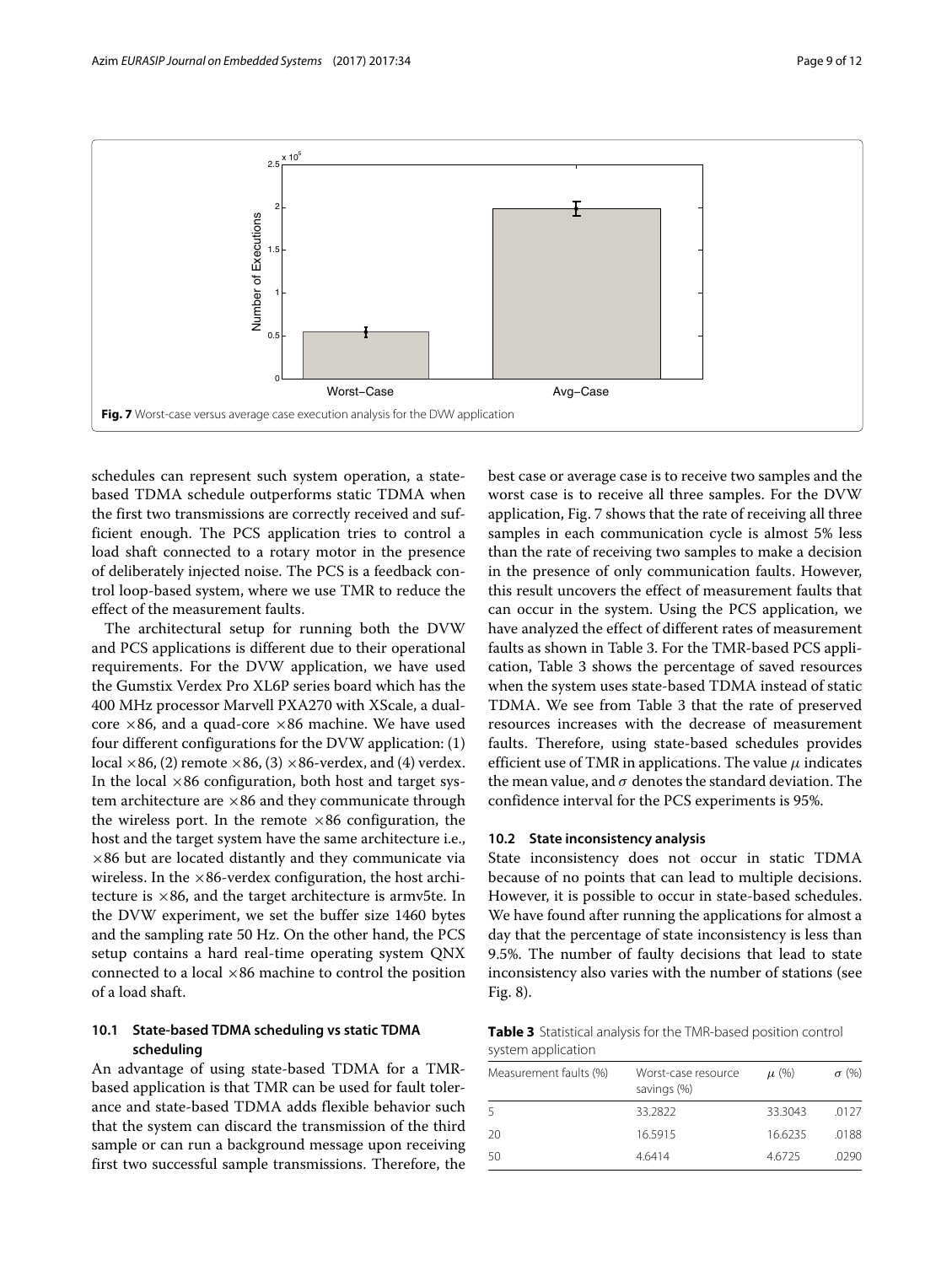Fig. 7 Worst-case versus average case execution analysis for the DVW application

schedules can represent such system operation, a state-based TDMA schedule outperforms static TDMA when the first two transmissions are correctly received and sufficient enough. The PCS application tries to control a load shaft connected to a rotary motor in the presence of deliberately injected noise. The PCS is a feedback control loop-based system, where we use TMR to reduce the effect of the measurement faults.

The architectural setup for running both the DVW and PCS applications is different due to their operational requirements. For the DVW application, we have used the Gumstix Verdex Pro XL6P series board which has the 400 MHz processor Marvell PXA270 with XScale, a dual-core ×86, and a quad-core ×86 machine. We have used four different configurations for the DVW application: (1) local ×86, (2) remote ×86, (3) ×86-verdex, and (4) verdex. In the local ×86 configuration, both host and target system architecture are ×86 and they communicate through the wireless port. In the remote ×86 configuration, the host and the target system have the same architecture i.e., ×86 but are located distantly and they communicate via wireless. In the ×86-verdex configuration, the host architecture is ×86, and the target architecture is armv5te. In the DVW experiment, we set the buffer size 1460 bytes and the sampling rate 50 Hz. On the other hand, the PCS setup contains a hard real-time operating system QNX connected to a local ×86 machine to control the position of a load shaft.

### 10.1 State-based TDMA scheduling vs static TDMA scheduling

An advantage of using state-based TDMA for a TMR-based application is that TMR can be used for fault tolerance and state-based TDMA adds flexible behavior such that the system can discard the transmission of the third sample or can run a background message upon receiving first two successful sample transmissions. Therefore, the best case or average case is to receive two samples and the worst case is to receive all three samples. For the DVW application, Fig. 7 shows that the rate of receiving all three samples in each communication cycle is almost 5% less than the rate of receiving two samples to make a decision in the presence of only communication faults. However, this result uncovers the effect of measurement faults that can occur in the system. Using the PCS application, we have analyzed the effect of different rates of measurement faults as shown in Table 3. For the TMR-based PCS application, Table 3 shows the percentage of saved resources when the system uses state-based TDMA instead of static TDMA. We see from Table 3 that the rate of preserved resources increases with the decrease of measurement faults. Therefore, using state-based schedules provides efficient use of TMR in applications. The value $\mu$ indicates the mean value, and $\sigma$ denotes the standard deviation. The confidence interval for the PCS experiments is 95%.

### 10.2 State inconsistency analysis

State inconsistency does not occur in static TDMA because of no points that can lead to multiple decisions. However, it is possible to occur in state-based schedules. We have found after running the applications for almost a day that the percentage of state inconsistency is less than 9.5%. The number of faulty decisions that lead to state inconsistency also varies with the number of stations (see Fig. 8).

**Table 3** Statistical analysis for the TMR-based position control system application

| Measurement faults (%) | Worst-case resource savings (%) | $\mu$ (%) | $\sigma$ (%) |
|---|---|---|---|
| 5 | 33.2822 | 33.3043 | .0127 |
| 20 | 16.5915 | 16.6235 | .0188 |
| 50 | 4.6414 | 4.6725 | .0290 |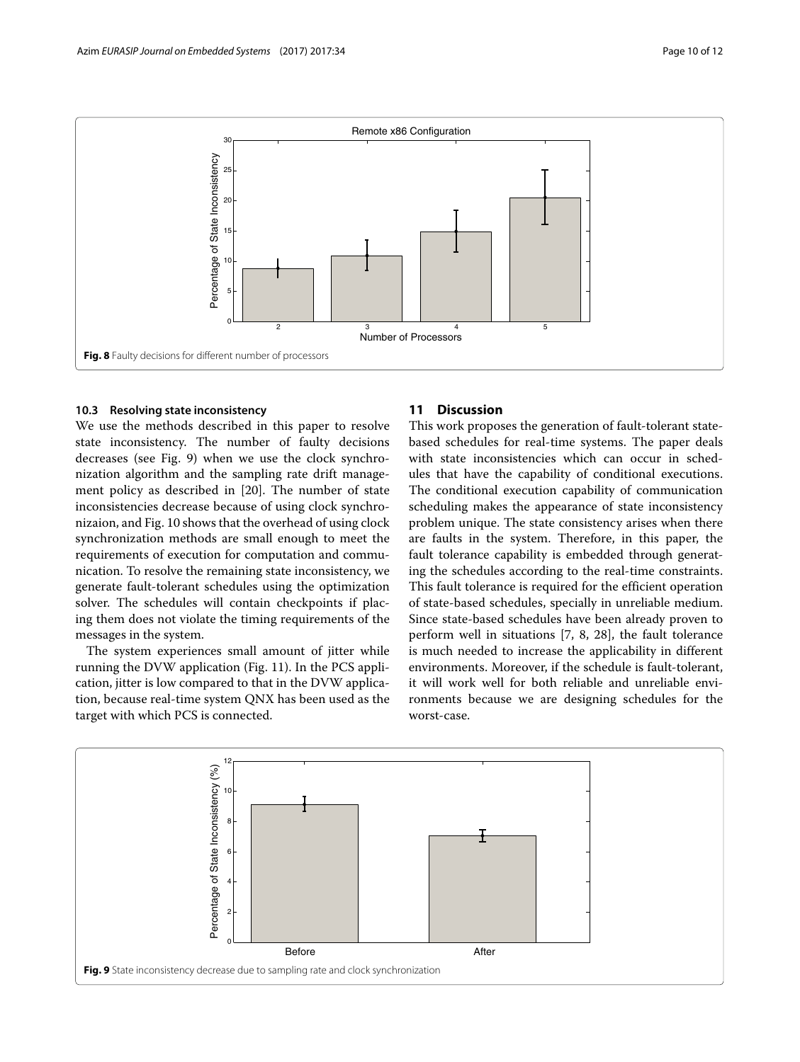Fig. 8 Faulty decisions for different number of processors

### 10.3 Resolving state inconsistency

We use the methods described in this paper to resolve state inconsistency. The number of faulty decisions decreases (see Fig. 9) when we use the clock synchronization algorithm and the sampling rate drift management policy as described in [20]. The number of state inconsistencies decrease because of using clock synchronizaion, and Fig. 10 shows that the overhead of using clock synchronization methods are small enough to meet the requirements of execution for computation and communication. To resolve the remaining state inconsistency, we generate fault-tolerant schedules using the optimization solver. The schedules will contain checkpoints if placing them does not violate the timing requirements of the messages in the system.

The system experiences small amount of jitter while running the DVW application (Fig. 11). In the PCS application, jitter is low compared to that in the DVW application, because real-time system QNX has been used as the target with which PCS is connected.

## 11 Discussion

This work proposes the generation of fault-tolerant state-based schedules for real-time systems. The paper deals with state inconsistencies which can occur in schedules that have the capability of conditional executions. The conditional execution capability of communication scheduling makes the appearance of state inconsistency problem unique. The state consistency arises when there are faults in the system. Therefore, in this paper, the fault tolerance capability is embedded through generating the schedules according to the real-time constraints. This fault tolerance is required for the efficient operation of state-based schedules, specially in unreliable medium. Since state-based schedules have been already proven to perform well in situations [7, 8, 28], the fault tolerance is much needed to increase the applicability in different environments. Moreover, if the schedule is fault-tolerant, it will work well for both reliable and unreliable environments because we are designing schedules for the worst-case.

Fig. 9 State inconsistency decrease due to sampling rate and clock synchronization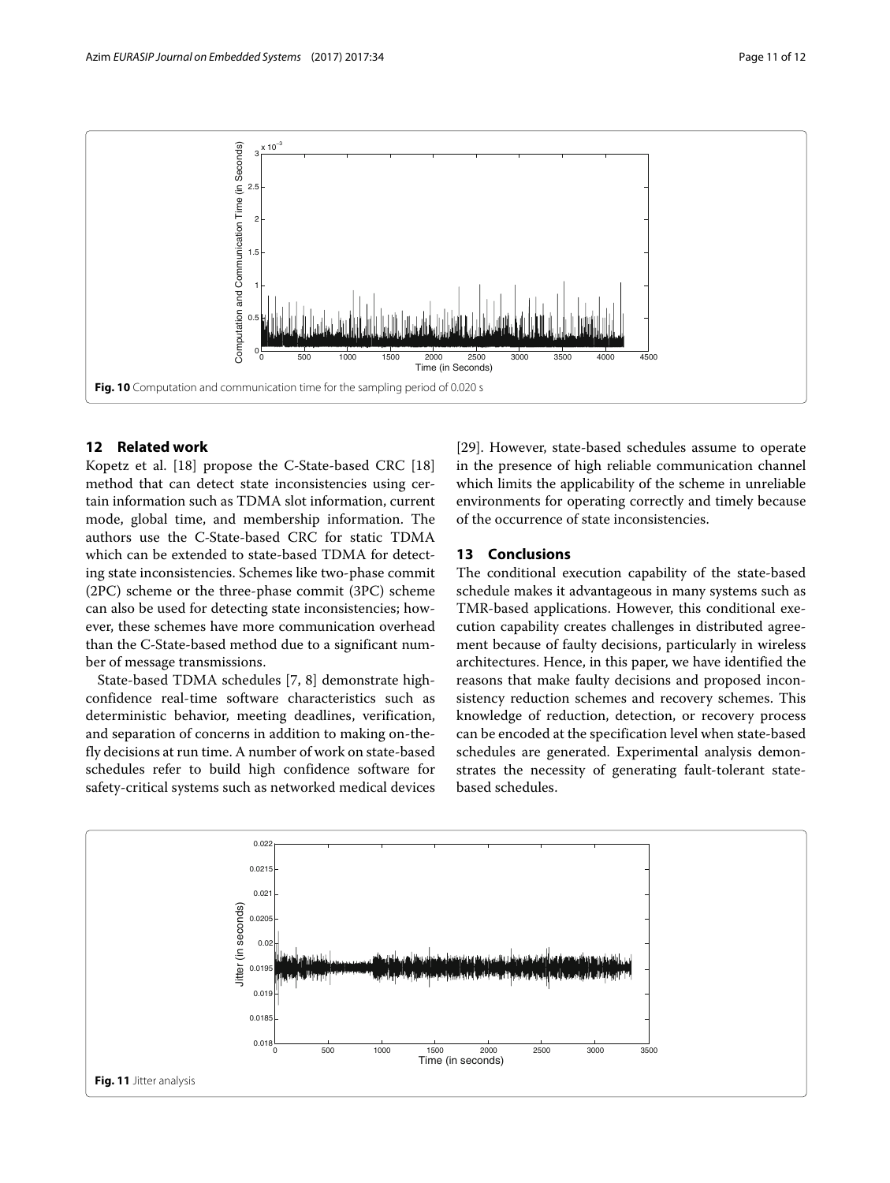Fig. 10 Computation and communication time for the sampling period of 0.020 s

## 12 Related work

Kopetz et al. [18] propose the C-State-based CRC [18] method that can detect state inconsistencies using certain information such as TDMA slot information, current mode, global time, and membership information. The authors use the C-State-based CRC for static TDMA which can be extended to state-based TDMA for detecting state inconsistencies. Schemes like two-phase commit (2PC) scheme or the three-phase commit (3PC) scheme can also be used for detecting state inconsistencies; however, these schemes have more communication overhead than the C-State-based method due to a significant number of message transmissions.

State-based TDMA schedules [7, 8] demonstrate high-confidence real-time software characteristics such as deterministic behavior, meeting deadlines, verification, and separation of concerns in addition to making on-the-fly decisions at run time. A number of work on state-based schedules refer to build high confidence software for safety-critical systems such as networked medical devices [29]. However, state-based schedules assume to operate in the presence of high reliable communication channel which limits the applicability of the scheme in unreliable environments for operating correctly and timely because of the occurrence of state inconsistencies.

## 13 Conclusions

The conditional execution capability of the state-based schedule makes it advantageous in many systems such as TMR-based applications. However, this conditional execution capability creates challenges in distributed agreement because of faulty decisions, particularly in wireless architectures. Hence, in this paper, we have identified the reasons that make faulty decisions and proposed inconsistency reduction schemes and recovery schemes. This knowledge of reduction, detection, or recovery process can be encoded at the specification level when state-based schedules are generated. Experimental analysis demonstrates the necessity of generating fault-tolerant state-based schedules.

Fig. 11 Jitter analysis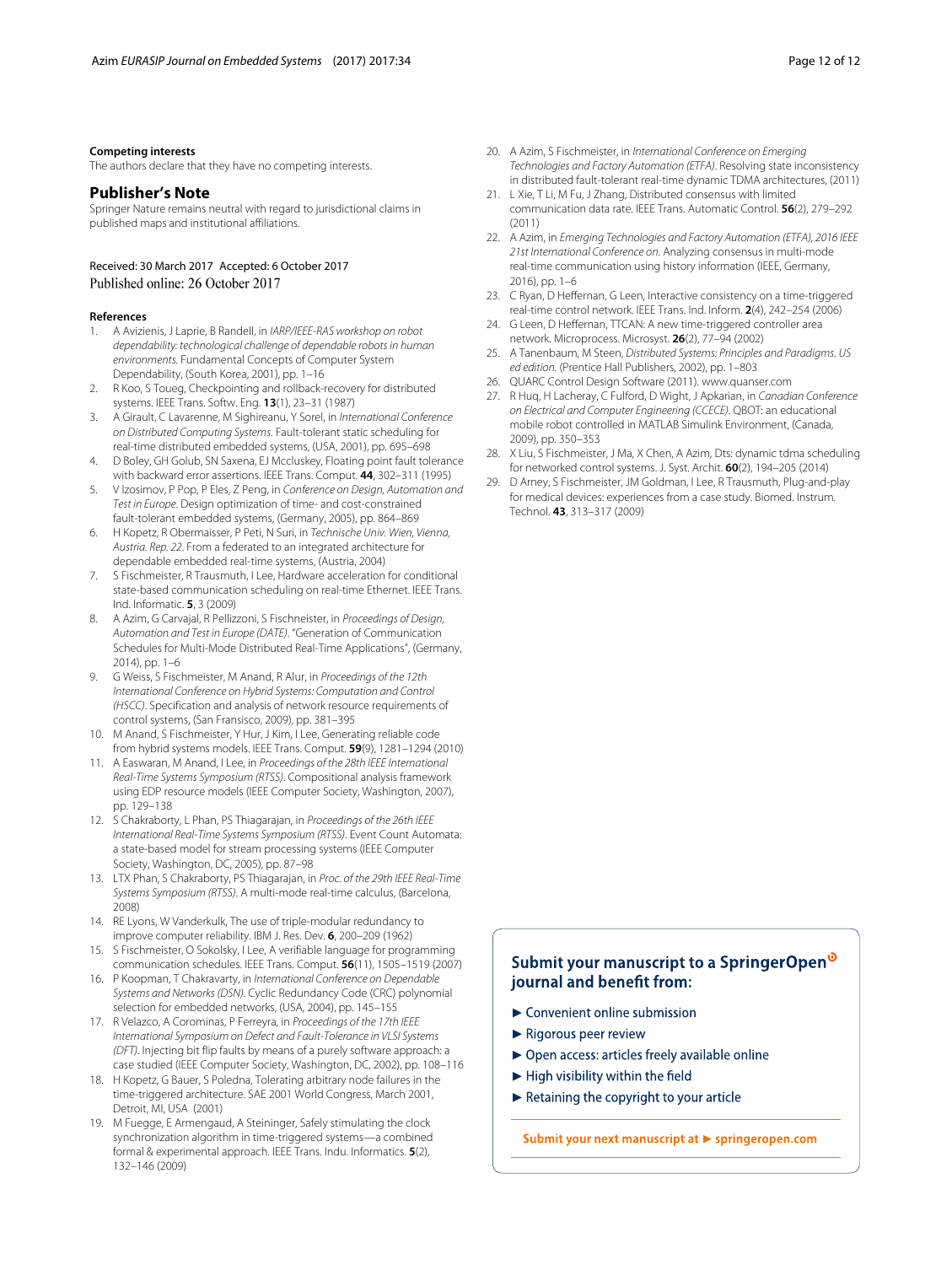**Competing interests**

The authors declare that they have no competing interests.

## Publisher's Note

Springer Nature remains neutral with regard to jurisdictional claims in published maps and institutional affiliations.

Received: 30 March 2017 Accepted: 6 October 2017
Published online: 26 October 2017

**References**

1. A Avizienis, J Laprie, B Randell, in *IARP/IEEE-RAS workshop on robot dependability: technological challenge of dependable robots in human environments*. Fundamental Concepts of Computer System Dependability, (South Korea, 2001), pp. 1–16
2. R Koo, S Toueg, Checkpointing and rollback-recovery for distributed systems. IEEE Trans. Softw. Eng. **13**(1), 23–31 (1987)
3. A Girault, C Lavarenne, M Sighireanu, Y Sorel, in *International Conference on Distributed Computing Systems*. Fault-tolerant static scheduling for real-time distributed embedded systems, (USA, 2001), pp. 695–698
4. D Boley, GH Golub, SN Saxena, EJ Mccluskey, Floating point fault tolerance with backward error assertions. IEEE Trans. Comput. **44**, 302–311 (1995)
5. V Izosimov, P Pop, P Eles, Z Peng, in *Conference on Design, Automation and Test in Europe*. Design optimization of time- and cost-constrained fault-tolerant embedded systems, (Germany, 2005), pp. 864–869
6. H Kopetz, R Obermaisser, P Peti, N Suri, in *Technische Univ. Wien, Vienna, Austria. Rep. 22*. From a federated to an integrated architecture for dependable embedded real-time systems, (Austria, 2004)
7. S Fischmeister, R Trausmuth, I Lee, Hardware acceleration for conditional state-based communication scheduling on real-time Ethernet. IEEE Trans. Ind. Informatic. **5**, 3 (2009)
8. A Azim, G Carvajal, R Pellizzoni, S Fischmeister, in *Proceedings of Design, Automation and Test in Europe (DATE)*. "Generation of Communication Schedules for Multi-Mode Distributed Real-Time Applications", (Germany, 2014), pp. 1–6
9. G Weiss, S Fischmeister, M Anand, R Alur, in *Proceedings of the 12th International Conference on Hybrid Systems: Computation and Control (HSCC)*. Specification and analysis of network resource requirements of control systems, (San Fransisco, 2009), pp. 381–395
10. M Anand, S Fischmeister, Y Hur, J Kim, I Lee, Generating reliable code from hybrid systems models. IEEE Trans. Comput. **59**(9), 1281–1294 (2010)
11. A Easwaran, M Anand, I Lee, in *Proceedings of the 28th IEEE International Real-Time Systems Symposium (RTSS)*. Compositional analysis framework using EDP resource models (IEEE Computer Society, Washington, 2007), pp. 129–138
12. S Chakraborty, L Phan, PS Thiagarajan, in *Proceedings of the 26th IEEE International Real-Time Systems Symposium (RTSS)*. Event Count Automata: a state-based model for stream processing systems (IEEE Computer Society, Washington, DC, 2005), pp. 87–98
13. LTX Phan, S Chakraborty, PS Thiagarajan, in *Proc. of the 29th IEEE Real-Time Systems Symposium (RTSS)*. A multi-mode real-time calculus, (Barcelona, 2008)
14. RE Lyons, W Vanderkulk, The use of triple-modular redundancy to improve computer reliability. IBM J. Res. Dev. **6**, 200–209 (1962)
15. S Fischmeister, O Sokolsky, I Lee, A verifiable language for programming communication schedules. IEEE Trans. Comput. **56**(11), 1505–1519 (2007)
16. P Koopman, T Chakravarty, in *International Conference on Dependable Systems and Networks (DSN)*. Cyclic Redundancy Code (CRC) polynomial selection for embedded networks, (USA, 2004), pp. 145–155
17. R Velazco, A Corominas, P Ferreyra, in *Proceedings of the 17th IEEE International Symposium on Defect and Fault-Tolerance in VLSI Systems (DFT)*. Injecting bit flip faults by means of a purely software approach: a case studied (IEEE Computer Society, Washington, DC, 2002), pp. 108–116
18. H Kopetz, G Bauer, S Poledna, Tolerating arbitrary node failures in the time-triggered architecture. SAE 2001 World Congress, March 2001, Detroit, MI, USA (2001)
19. M Fuegge, E Armengaud, A Steininger, Safely stimulating the clock synchronization algorithm in time-triggered systems—a combined formal & experimental approach. IEEE Trans. Indu. Informatics. **5**(2), 132–146 (2009)
20. A Azim, S Fischmeister, in *International Conference on Emerging Technologies and Factory Automation (ETFA)*. Resolving state inconsistency in distributed fault-tolerant real-time dynamic TDMA architectures, (2011)
21. L Xie, T Li, M Fu, J Zhang, Distributed consensus with limited communication data rate. IEEE Trans. Automatic Control. **56**(2), 279–292 (2011)
22. A Azim, in *Emerging Technologies and Factory Automation (ETFA), 2016 IEEE 21st International Conference on*. Analyzing consensus in multi-mode real-time communication using history information (IEEE, Germany, 2016), pp. 1–6
23. C Ryan, D Heffernan, G Leen, Interactive consistency on a time-triggered real-time control network. IEEE Trans. Ind. Inform. **2**(4), 242–254 (2006)
24. G Leen, D Heffernan, TTCAN: A new time-triggered controller area network. Microprocess. Microsyst. **26**(2), 77–94 (2002)
25. A Tanenbaum, M Steen, *Distributed Systems: Principles and Paradigms. US ed edition.* (Prentice Hall Publishers, 2002), pp. 1–803
26. QUARC Control Design Software (2011). www.quanser.com
27. R Huq, H Lacheray, C Fulford, D Wight, J Apkarian, in *Canadian Conference on Electrical and Computer Engineering (CCECE)*. QBOT: an educational mobile robot controlled in MATLAB Simulink Environment, (Canada, 2009), pp. 350–353
28. X Liu, S Fischmeister, J Ma, X Chen, A Azim, Dts: dynamic tdma scheduling for networked control systems. J. Syst. Archit. **60**(2), 194–205 (2014)
29. D Arney, S Fischmeister, JM Goldman, I Lee, R Trausmuth, Plug-and-play for medical devices: experiences from a case study. Biomed. Instrum. Technol. **43**, 313–317 (2009)

**Submit your manuscript to a SpringerOpen journal and benefit from:**

- Convenient online submission
- Rigorous peer review
- Open access: articles freely available online
- High visibility within the field
- Retaining the copyright to your article

**Submit your next manuscript at ▶ springeropen.com**